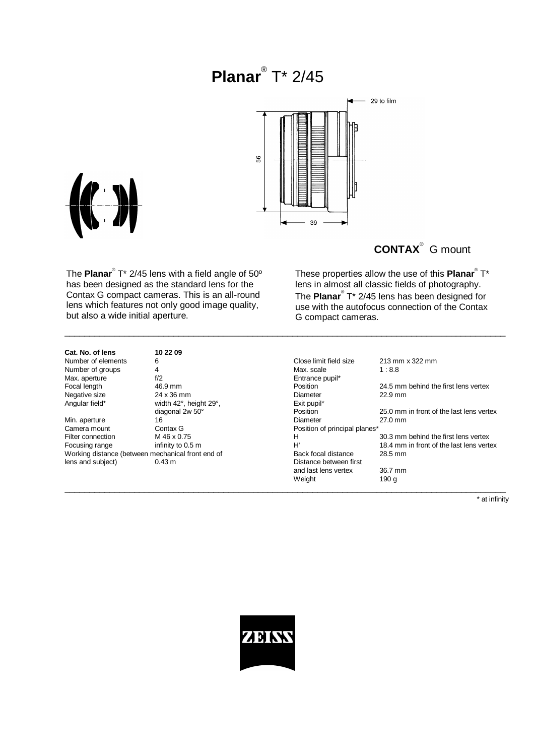# **Planar**® T* 2/45

**CONTAX**® G mount

The **Planar**® T* 2/45 lens with a field angle of 50º has been designed as the standard lens for the Contax G compact cameras. This is an all-round lens which features not only good image quality, but also a wide initial aperture.

These properties allow the use of this **Planar**® T* lens in almost all classic fields of photography. The **Planar**® T* 2/45 lens has been designed for use with the autofocus connection of the Contax G compact cameras.

---

| | |
|---|---|
| **Cat. No. of lens** | **10 22 09** |
| Number of elements | 6 |
| Number of groups | 4 |
| Max. aperture | f/2 |
| Focal length | 46.9 mm |
| Negative size | 24 x 36 mm |
| Angular field* | width 42°, height 29°, diagonal 2w 50° |
| Min. aperture | 16 |
| Camera mount | Contax G |
| Filter connection | M 46 x 0.75 |
| Focusing range | infinity to 0.5 m |
| Working distance (between mechanical front end of lens and subject) | 0.43 m |
| Close limit field size | 213 mm x 322 mm |
| Max. scale | 1 : 8.8 |
| Entrance pupil* | |
| Position | 24.5 mm behind the first lens vertex |
| Diameter | 22.9 mm |
| Exit pupil* | |
| Position | 25.0 mm in front of the last lens vertex |
| Diameter | 27.0 mm |
| Position of principal planes* | |
| H | 30.3 mm behind the first lens vertex |
| H' | 18.4 mm in front of the last lens vertex |
| Back focal distance | 28.5 mm |
| Distance between first and last lens vertex | 36.7 mm |
| Weight | 190 g |

---

\* at infinity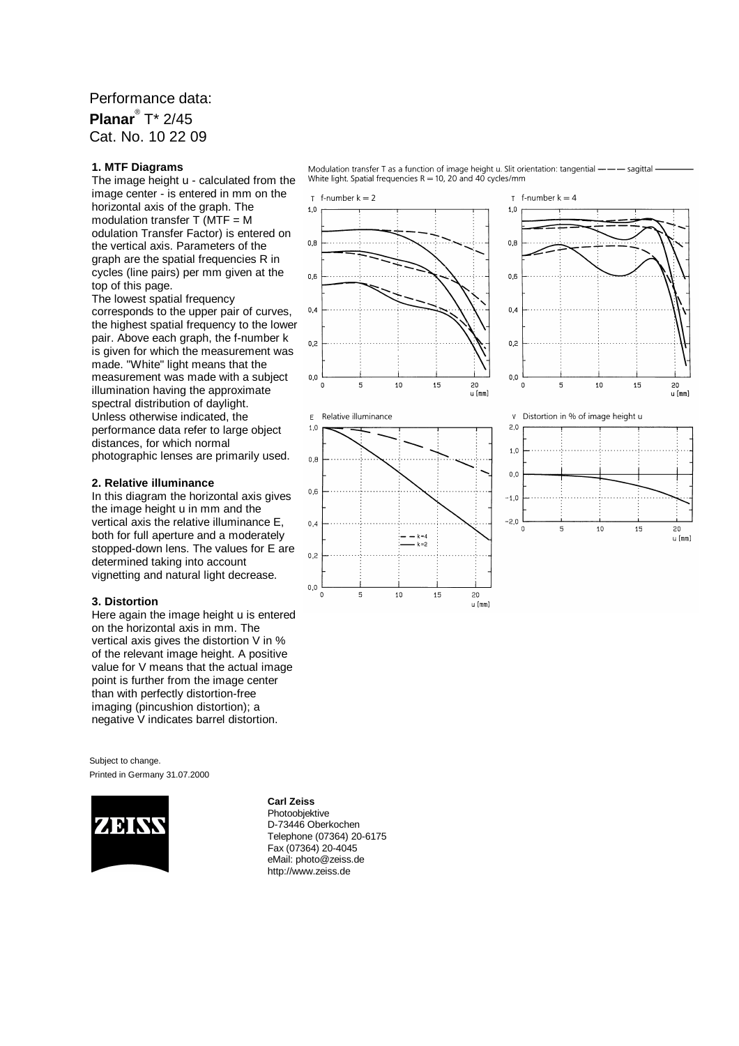Performance data:

**Planar**® T* 2/45

Cat. No. 10 22 09

### 1. MTF Diagrams

The image height u - calculated from the image center - is entered in mm on the horizontal axis of the graph. The modulation transfer T (MTF = Modulation Transfer Factor) is entered on the vertical axis. Parameters of the graph are the spatial frequencies R in cycles (line pairs) per mm given at the top of this page.

The lowest spatial frequency corresponds to the upper pair of curves, the highest spatial frequency to the lower pair. Above each graph, the f-number k is given for which the measurement was made. "White" light means that the measurement was made with a subject illumination having the approximate spectral distribution of daylight.

Unless otherwise indicated, the performance data refer to large object distances, for which normal photographic lenses are primarily used.

### 2. Relative illuminance

In this diagram the horizontal axis gives the image height u in mm and the vertical axis the relative illuminance E, both for full aperture and a moderately stopped-down lens. The values for E are determined taking into account vignetting and natural light decrease.

### 3. Distortion

Here again the image height u is entered on the horizontal axis in mm. The vertical axis gives the distortion V in % of the relevant image height. A positive value for V means that the actual image point is further from the image center than with perfectly distortion-free imaging (pincushion distortion); a negative V indicates barrel distortion.

Modulation transfer T as a function of image height u. Slit orientation: tangential — — — sagittal ———
White light. Spatial frequencies R = 10, 20 and 40 cycles/mm

T f-number k = 2

1,0
0,8
0,6
0,4
0,2
0,0
0 5 10 15 20
u [mm]

T f-number k = 4

1,0
0,8
0,6
0,4
0,2
0,0
0 5 10 15 20
u [mm]

E Relative illuminance

1,0
0,8
0,6
0,4
0,2
0,0
0 5 10 15 20
u [mm]

— — k=4
——— k=2

V Distortion in % of image height u

2,0
1,0
0,0
−1,0
−2,0
0 5 10 15 20
u [mm]

Subject to change.
Printed in Germany 31.07.2000

ZEISS

**Carl Zeiss**
Photoobjektive
D-73446 Oberkochen
Telephone (07364) 20-6175
Fax (07364) 20-4045
eMail: photo@zeiss.de
http://www.zeiss.de